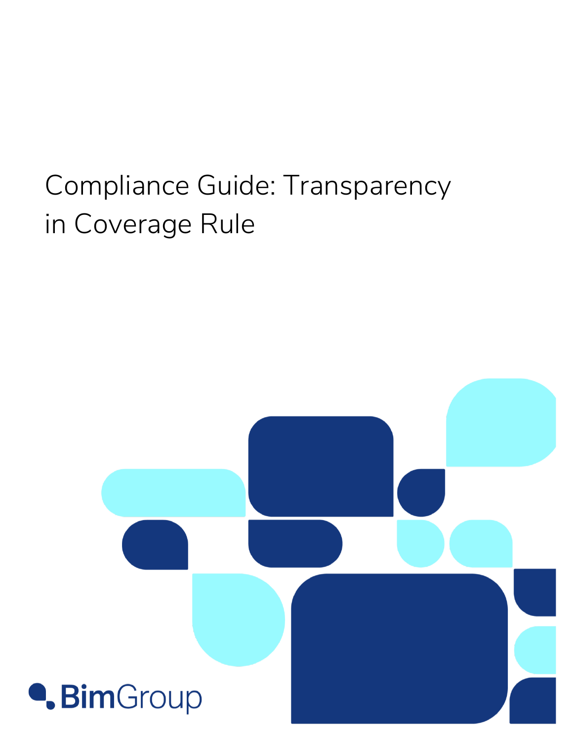# Compliance Guide: Transparency in Coverage Rule

BimGroup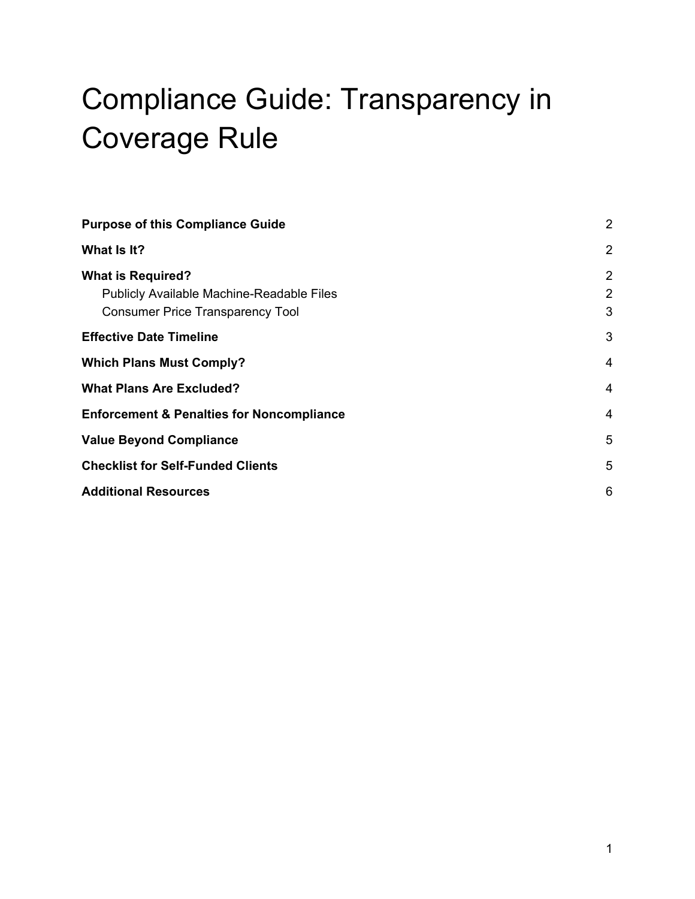# Compliance Guide: Transparency in Coverage Rule

| | |
|---|---|
| **Purpose of this Compliance Guide** | 2 |
| **What Is It?** | 2 |
| **What is Required?** | 2 |
| Publicly Available Machine-Readable Files | 2 |
| Consumer Price Transparency Tool | 3 |
| **Effective Date Timeline** | 3 |
| **Which Plans Must Comply?** | 4 |
| **What Plans Are Excluded?** | 4 |
| **Enforcement & Penalties for Noncompliance** | 4 |
| **Value Beyond Compliance** | 5 |
| **Checklist for Self-Funded Clients** | 5 |
| **Additional Resources** | 6 |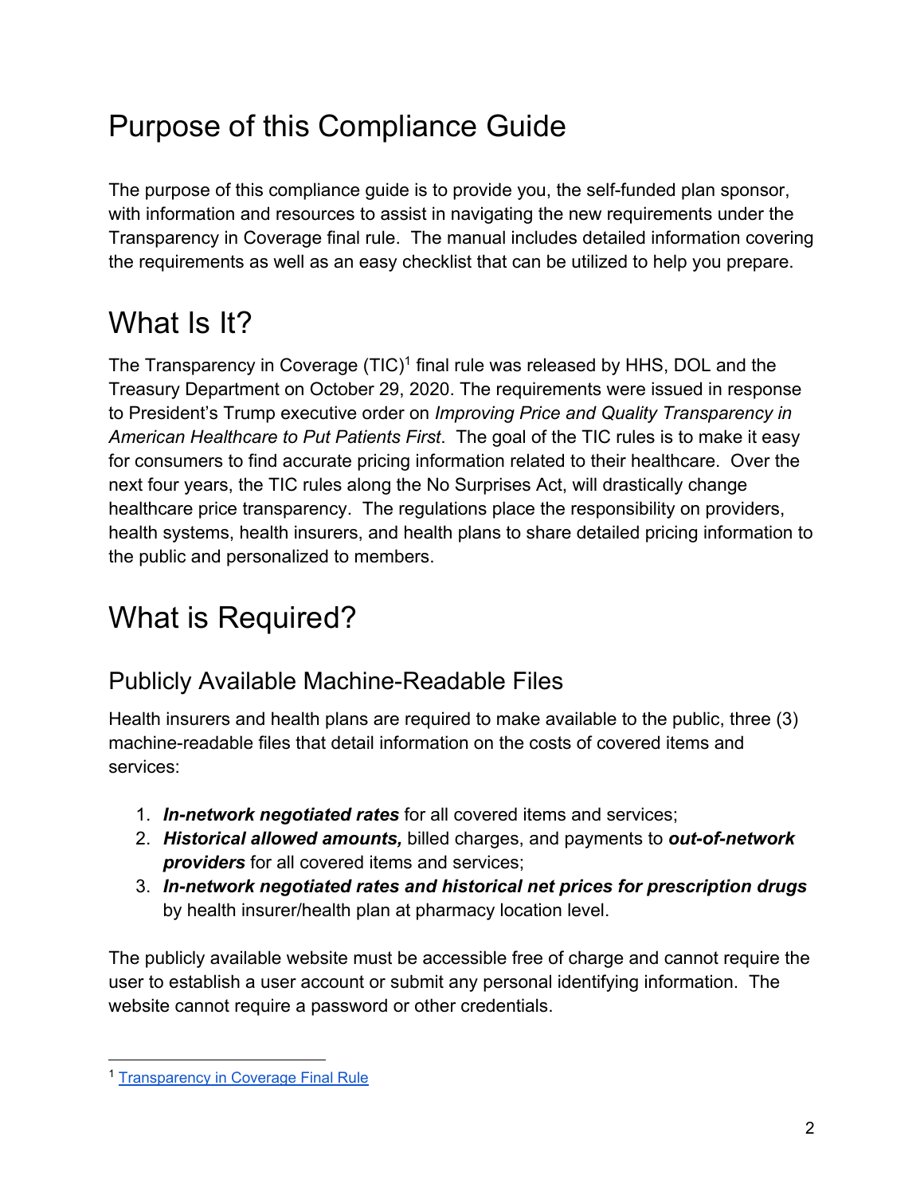# Purpose of this Compliance Guide

The purpose of this compliance guide is to provide you, the self-funded plan sponsor, with information and resources to assist in navigating the new requirements under the Transparency in Coverage final rule. The manual includes detailed information covering the requirements as well as an easy checklist that can be utilized to help you prepare.

# What Is It?

The Transparency in Coverage (TIC)[1] final rule was released by HHS, DOL and the Treasury Department on October 29, 2020. The requirements were issued in response to President's Trump executive order on *Improving Price and Quality Transparency in American Healthcare to Put Patients First*. The goal of the TIC rules is to make it easy for consumers to find accurate pricing information related to their healthcare. Over the next four years, the TIC rules along the No Surprises Act, will drastically change healthcare price transparency. The regulations place the responsibility on providers, health systems, health insurers, and health plans to share detailed pricing information to the public and personalized to members.

# What is Required?

## Publicly Available Machine-Readable Files

Health insurers and health plans are required to make available to the public, three (3) machine-readable files that detail information on the costs of covered items and services:

1. ***In-network negotiated rates*** for all covered items and services;
2. ***Historical allowed amounts,*** billed charges, and payments to ***out-of-network providers*** for all covered items and services;
3. ***In-network negotiated rates and historical net prices for prescription drugs*** by health insurer/health plan at pharmacy location level.

The publicly available website must be accessible free of charge and cannot require the user to establish a user account or submit any personal identifying information. The website cannot require a password or other credentials.

---

[1] Transparency in Coverage Final Rule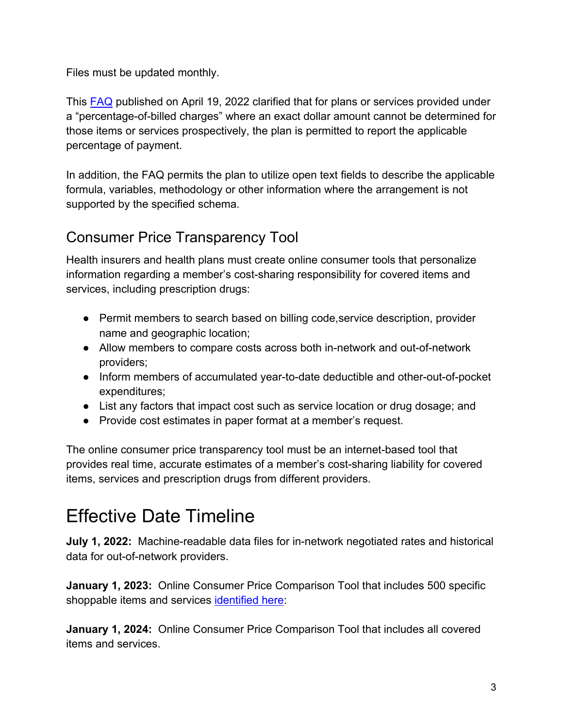Files must be updated monthly.

This [FAQ](#) published on April 19, 2022 clarified that for plans or services provided under a "percentage-of-billed charges" where an exact dollar amount cannot be determined for those items or services prospectively, the plan is permitted to report the applicable percentage of payment.

In addition, the FAQ permits the plan to utilize open text fields to describe the applicable formula, variables, methodology or other information where the arrangement is not supported by the specified schema.

## Consumer Price Transparency Tool

Health insurers and health plans must create online consumer tools that personalize information regarding a member's cost-sharing responsibility for covered items and services, including prescription drugs:

- Permit members to search based on billing code,service description, provider name and geographic location;
- Allow members to compare costs across both in-network and out-of-network providers;
- Inform members of accumulated year-to-date deductible and other-out-of-pocket expenditures;
- List any factors that impact cost such as service location or drug dosage; and
- Provide cost estimates in paper format at a member's request.

The online consumer price transparency tool must be an internet-based tool that provides real time, accurate estimates of a member's cost-sharing liability for covered items, services and prescription drugs from different providers.

# Effective Date Timeline

**July 1, 2022:** Machine-readable data files for in-network negotiated rates and historical data for out-of-network providers.

**January 1, 2023:** Online Consumer Price Comparison Tool that includes 500 specific shoppable items and services [identified here](#):

**January 1, 2024:** Online Consumer Price Comparison Tool that includes all covered items and services.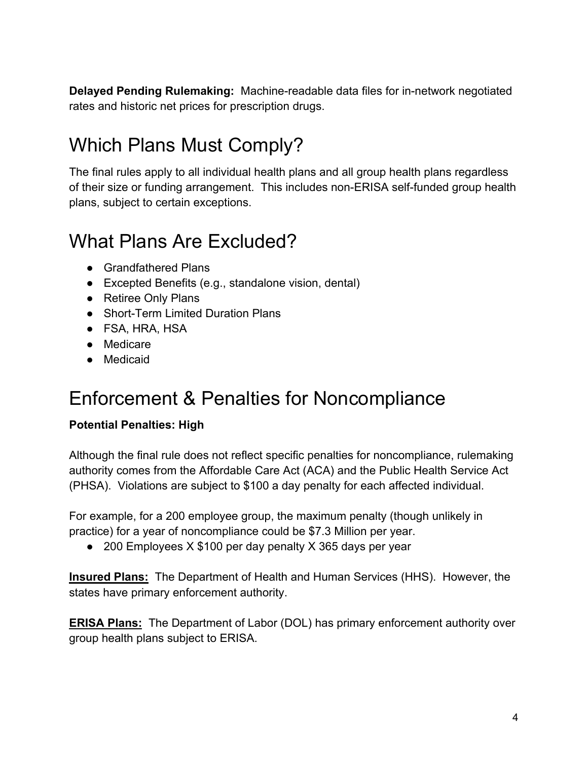**Delayed Pending Rulemaking:** Machine-readable data files for in-network negotiated rates and historic net prices for prescription drugs.

# Which Plans Must Comply?

The final rules apply to all individual health plans and all group health plans regardless of their size or funding arrangement. This includes non-ERISA self-funded group health plans, subject to certain exceptions.

# What Plans Are Excluded?

- Grandfathered Plans
- Excepted Benefits (e.g., standalone vision, dental)
- Retiree Only Plans
- Short-Term Limited Duration Plans
- FSA, HRA, HSA
- Medicare
- Medicaid

# Enforcement & Penalties for Noncompliance

**Potential Penalties: High**

Although the final rule does not reflect specific penalties for noncompliance, rulemaking authority comes from the Affordable Care Act (ACA) and the Public Health Service Act (PHSA). Violations are subject to $100 a day penalty for each affected individual.

For example, for a 200 employee group, the maximum penalty (though unlikely in practice) for a year of noncompliance could be $7.3 Million per year.

- 200 Employees X $100 per day penalty X 365 days per year

**Insured Plans:** The Department of Health and Human Services (HHS). However, the states have primary enforcement authority.

**ERISA Plans:** The Department of Labor (DOL) has primary enforcement authority over group health plans subject to ERISA.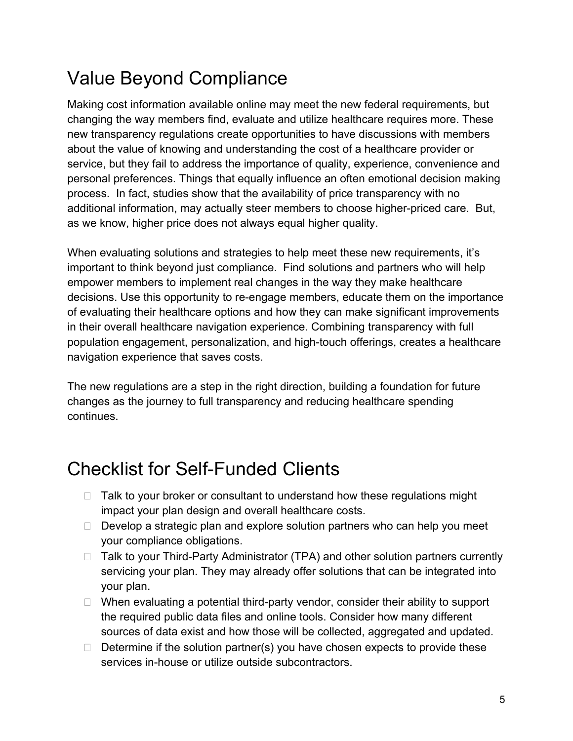## Value Beyond Compliance

Making cost information available online may meet the new federal requirements, but changing the way members find, evaluate and utilize healthcare requires more. These new transparency regulations create opportunities to have discussions with members about the value of knowing and understanding the cost of a healthcare provider or service, but they fail to address the importance of quality, experience, convenience and personal preferences. Things that equally influence an often emotional decision making process. In fact, studies show that the availability of price transparency with no additional information, may actually steer members to choose higher-priced care. But, as we know, higher price does not always equal higher quality.

When evaluating solutions and strategies to help meet these new requirements, it's important to think beyond just compliance. Find solutions and partners who will help empower members to implement real changes in the way they make healthcare decisions. Use this opportunity to re-engage members, educate them on the importance of evaluating their healthcare options and how they can make significant improvements in their overall healthcare navigation experience. Combining transparency with full population engagement, personalization, and high-touch offerings, creates a healthcare navigation experience that saves costs.

The new regulations are a step in the right direction, building a foundation for future changes as the journey to full transparency and reducing healthcare spending continues.

## Checklist for Self-Funded Clients

- [ ] Talk to your broker or consultant to understand how these regulations might impact your plan design and overall healthcare costs.
- [ ] Develop a strategic plan and explore solution partners who can help you meet your compliance obligations.
- [ ] Talk to your Third-Party Administrator (TPA) and other solution partners currently servicing your plan. They may already offer solutions that can be integrated into your plan.
- [ ] When evaluating a potential third-party vendor, consider their ability to support the required public data files and online tools. Consider how many different sources of data exist and how those will be collected, aggregated and updated.
- [ ] Determine if the solution partner(s) you have chosen expects to provide these services in-house or utilize outside subcontractors.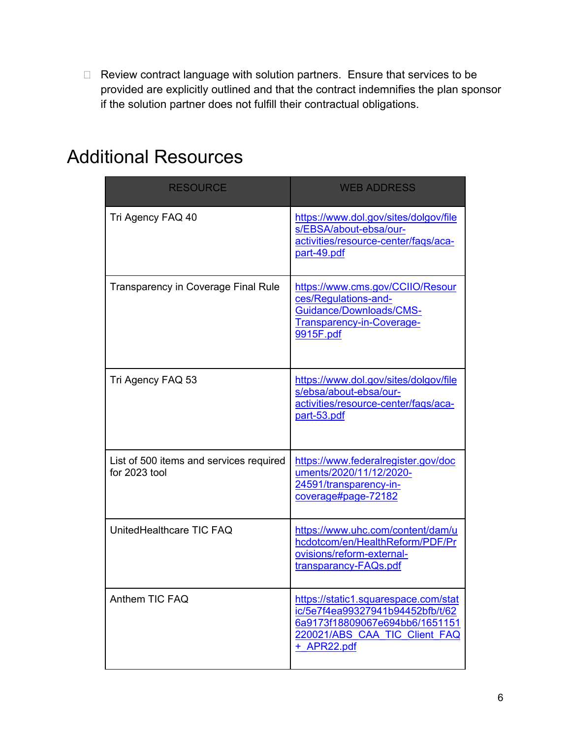- Review contract language with solution partners. Ensure that services to be provided are explicitly outlined and that the contract indemnifies the plan sponsor if the solution partner does not fulfill their contractual obligations.

# Additional Resources

| RESOURCE | WEB ADDRESS |
|---|---|
| Tri Agency FAQ 40 | https://www.dol.gov/sites/dolgov/files/EBSA/about-ebsa/our-activities/resource-center/faqs/aca-part-49.pdf |
| Transparency in Coverage Final Rule | https://www.cms.gov/CCIIO/Resources/Regulations-and-Guidance/Downloads/CMS-Transparency-in-Coverage-9915F.pdf |
| Tri Agency FAQ 53 | https://www.dol.gov/sites/dolgov/files/ebsa/about-ebsa/our-activities/resource-center/faqs/aca-part-53.pdf |
| List of 500 items and services required for 2023 tool | https://www.federalregister.gov/documents/2020/11/12/2020-24591/transparency-in-coverage#page-72182 |
| UnitedHealthcare TIC FAQ | https://www.uhc.com/content/dam/uhcdotcom/en/HealthReform/PDF/Provisions/reform-external-transparancy-FAQs.pdf |
| Anthem TIC FAQ | https://static1.squarespace.com/static/5e7f4ea99327941b94452bfb/t/626a9173f18809067e694bb6/1651151220021/ABS_CAA_TIC_Client_FAQ+_APR22.pdf |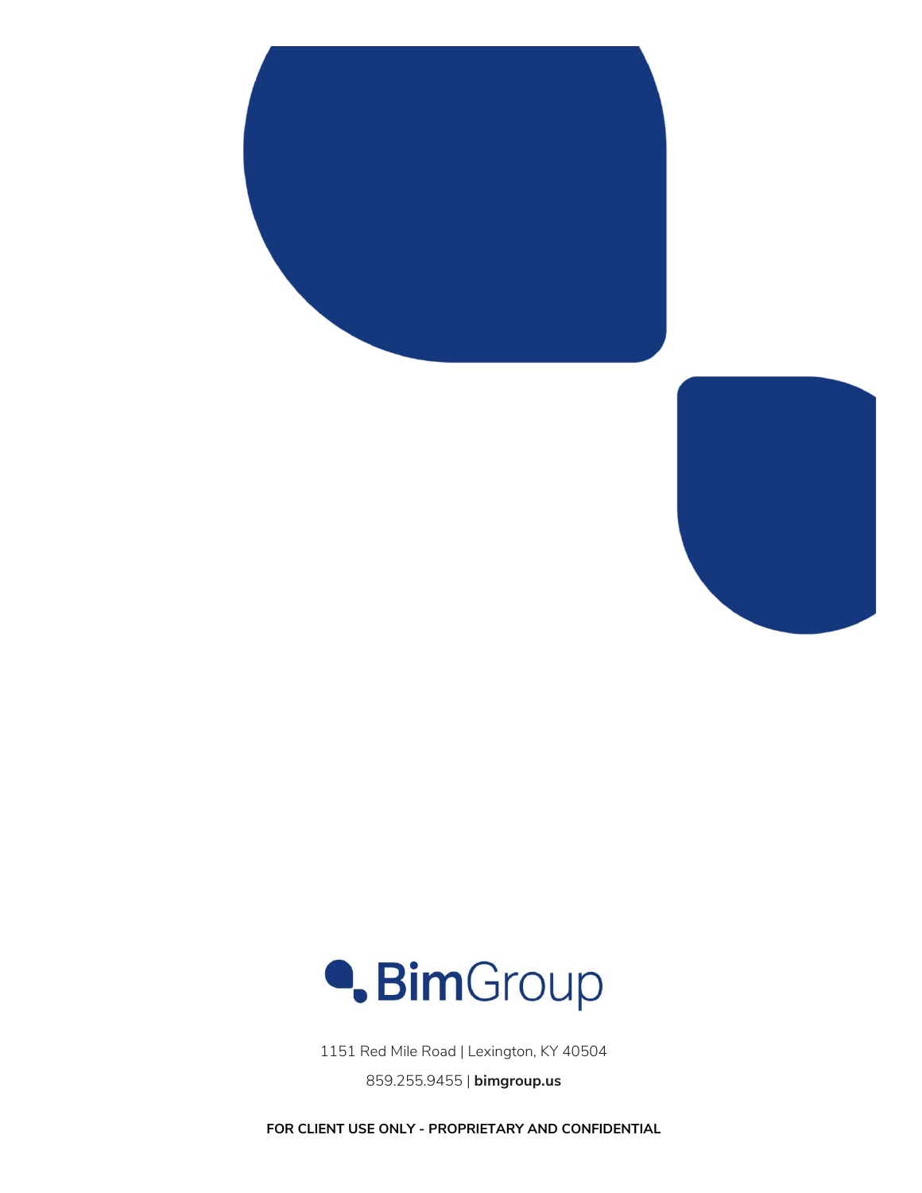BimGroup

1151 Red Mile Road | Lexington, KY 40504

859.255.9455 | **bimgroup.us**

**FOR CLIENT USE ONLY - PROPRIETARY AND CONFIDENTIAL**